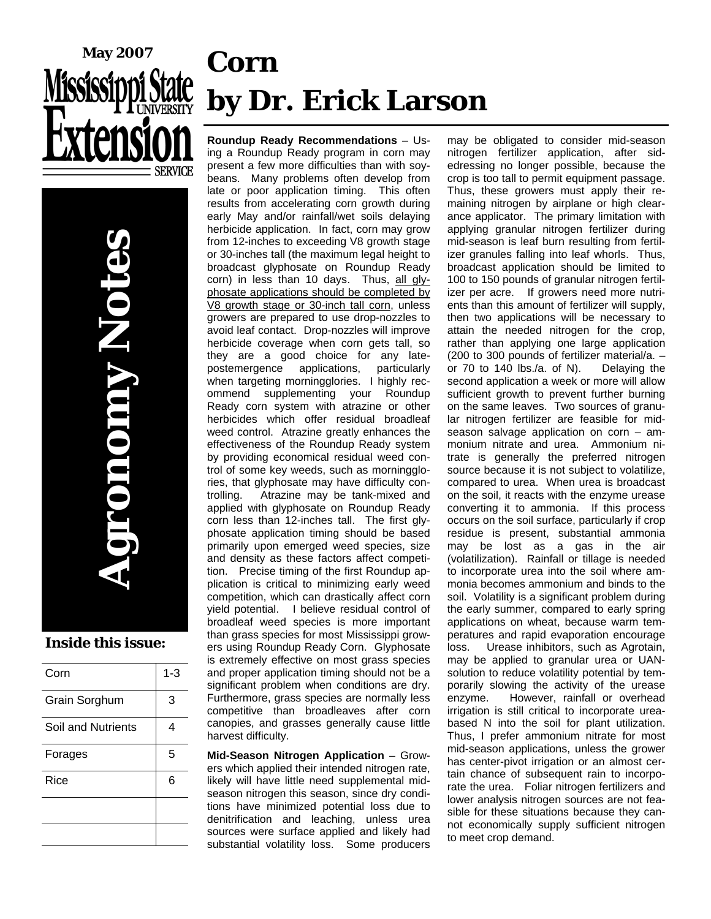May 2007

Mississippi State University Extension Service

# Agronomy Notes

**Inside this issue:**

| | |
|---|---|
| Corn | 1-3 |
| Grain Sorghum | 3 |
| Soil and Nutrients | 4 |
| Forages | 5 |
| Rice | 6 |

# Corn
# by Dr. Erick Larson

**Roundup Ready Recommendations** – Using a Roundup Ready program in corn may present a few more difficulties than with soybeans. Many problems often develop from late or poor application timing. This often results from accelerating corn growth during early May and/or rainfall/wet soils delaying herbicide application. In fact, corn may grow from 12-inches to exceeding V8 growth stage or 30-inches tall (the maximum legal height to broadcast glyphosate on Roundup Ready corn) in less than 10 days. Thus, all glyphosate applications should be completed by V8 growth stage or 30-inch tall corn, unless growers are prepared to use drop-nozzles to avoid leaf contact. Drop-nozzles will improve herbicide coverage when corn gets tall, so they are a good choice for any late-postemergence applications, particularly when targeting morningglories. I highly recommend supplementing your Roundup Ready corn system with atrazine or other herbicides which offer residual broadleaf weed control. Atrazine greatly enhances the effectiveness of the Roundup Ready system by providing economical residual weed control of some key weeds, such as morningglories, that glyphosate may have difficulty controlling. Atrazine may be tank-mixed and applied with glyphosate on Roundup Ready corn less than 12-inches tall. The first glyphosate application timing should be based primarily upon emerged weed species, size and density as these factors affect competition. Precise timing of the first Roundup application is critical to minimizing early weed competition, which can drastically affect corn yield potential. I believe residual control of broadleaf weed species is more important than grass species for most Mississippi growers using Roundup Ready Corn. Glyphosate is extremely effective on most grass species and proper application timing should not be a significant problem when conditions are dry. Furthermore, grass species are normally less competitive than broadleaves after corn canopies, and grasses generally cause little harvest difficulty.

**Mid-Season Nitrogen Application** – Growers which applied their intended nitrogen rate, likely will have little need supplemental mid-season nitrogen this season, since dry conditions have minimized potential loss due to denitrification and leaching, unless urea sources were surface applied and likely had substantial volatility loss. Some producers may be obligated to consider mid-season nitrogen fertilizer application, after sidedressing no longer possible, because the crop is too tall to permit equipment passage. Thus, these growers must apply their remaining nitrogen by airplane or high clearance applicator. The primary limitation with applying granular nitrogen fertilizer during mid-season is leaf burn resulting from fertilizer granules falling into leaf whorls. Thus, broadcast application should be limited to 100 to 150 pounds of granular nitrogen fertilizer per acre. If growers need more nutrients than this amount of fertilizer will supply, then two applications will be necessary to attain the needed nitrogen for the crop, rather than applying one large application (200 to 300 pounds of fertilizer material/a. – or 70 to 140 lbs./a. of N). Delaying the second application a week or more will allow sufficient growth to prevent further burning on the same leaves. Two sources of granular nitrogen fertilizer are feasible for mid-season salvage application on corn – ammonium nitrate and urea. Ammonium nitrate is generally the preferred nitrogen source because it is not subject to volatilize, compared to urea. When urea is broadcast on the soil, it reacts with the enzyme urease converting it to ammonia. If this process occurs on the soil surface, particularly if crop residue is present, substantial ammonia may be lost as a gas in the air (volatilization). Rainfall or tillage is needed to incorporate urea into the soil where ammonia becomes ammonium and binds to the soil. Volatility is a significant problem during the early summer, compared to early spring applications on wheat, because warm temperatures and rapid evaporation encourage loss. Urease inhibitors, such as Agrotain, may be applied to granular urea or UAN-solution to reduce volatility potential by temporarily slowing the activity of the urease enzyme. However, rainfall or overhead irrigation is still critical to incorporate urea-based N into the soil for plant utilization. Thus, I prefer ammonium nitrate for most mid-season applications, unless the grower has center-pivot irrigation or an almost certain chance of subsequent rain to incorporate the urea. Foliar nitrogen fertilizers and lower analysis nitrogen sources are not feasible for these situations because they cannot economically supply sufficient nitrogen to meet crop demand.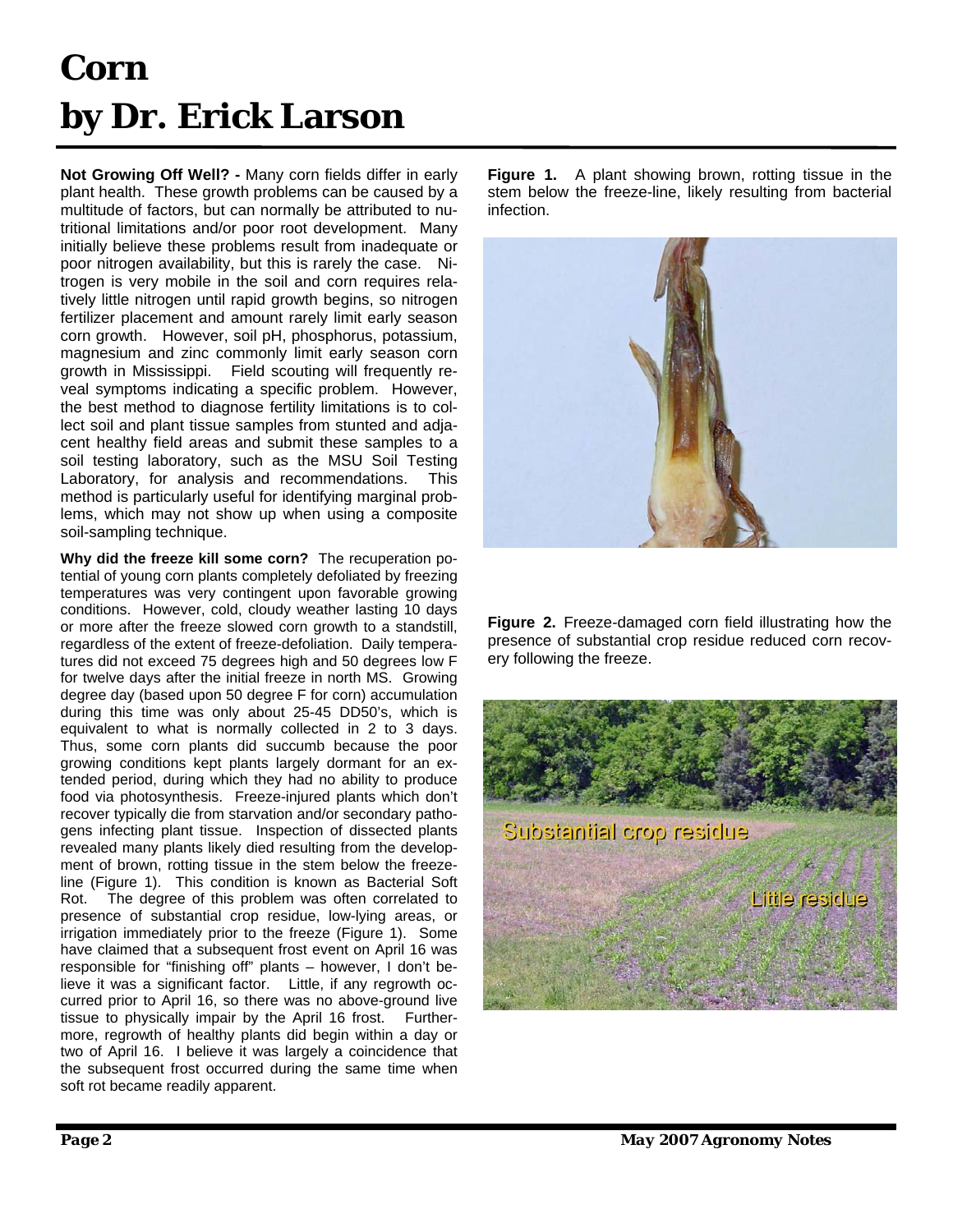# Corn
# by Dr. Erick Larson

**Not Growing Off Well? -** Many corn fields differ in early plant health. These growth problems can be caused by a multitude of factors, but can normally be attributed to nutritional limitations and/or poor root development. Many initially believe these problems result from inadequate or poor nitrogen availability, but this is rarely the case. Nitrogen is very mobile in the soil and corn requires relatively little nitrogen until rapid growth begins, so nitrogen fertilizer placement and amount rarely limit early season corn growth. However, soil pH, phosphorus, potassium, magnesium and zinc commonly limit early season corn growth in Mississippi. Field scouting will frequently reveal symptoms indicating a specific problem. However, the best method to diagnose fertility limitations is to collect soil and plant tissue samples from stunted and adjacent healthy field areas and submit these samples to a soil testing laboratory, such as the MSU Soil Testing Laboratory, for analysis and recommendations. This method is particularly useful for identifying marginal problems, which may not show up when using a composite soil-sampling technique.

**Why did the freeze kill some corn?** The recuperation potential of young corn plants completely defoliated by freezing temperatures was very contingent upon favorable growing conditions. However, cold, cloudy weather lasting 10 days or more after the freeze slowed corn growth to a standstill, regardless of the extent of freeze-defoliation. Daily temperatures did not exceed 75 degrees high and 50 degrees low F for twelve days after the initial freeze in north MS. Growing degree day (based upon 50 degree F for corn) accumulation during this time was only about 25-45 DD50's, which is equivalent to what is normally collected in 2 to 3 days. Thus, some corn plants did succumb because the poor growing conditions kept plants largely dormant for an extended period, during which they had no ability to produce food via photosynthesis. Freeze-injured plants which don't recover typically die from starvation and/or secondary pathogens infecting plant tissue. Inspection of dissected plants revealed many plants likely died resulting from the development of brown, rotting tissue in the stem below the freeze-line (Figure 1). This condition is known as Bacterial Soft Rot. The degree of this problem was often correlated to presence of substantial crop residue, low-lying areas, or irrigation immediately prior to the freeze (Figure 1). Some have claimed that a subsequent frost event on April 16 was responsible for "finishing off" plants – however, I don't believe it was a significant factor. Little, if any regrowth occurred prior to April 16, so there was no above-ground live tissue to physically impair by the April 16 frost. Furthermore, regrowth of healthy plants did begin within a day or two of April 16. I believe it was largely a coincidence that the subsequent frost occurred during the same time when soft rot became readily apparent.

**Figure 1.** A plant showing brown, rotting tissue in the stem below the freeze-line, likely resulting from bacterial infection.

**Figure 2.** Freeze-damaged corn field illustrating how the presence of substantial crop residue reduced corn recovery following the freeze.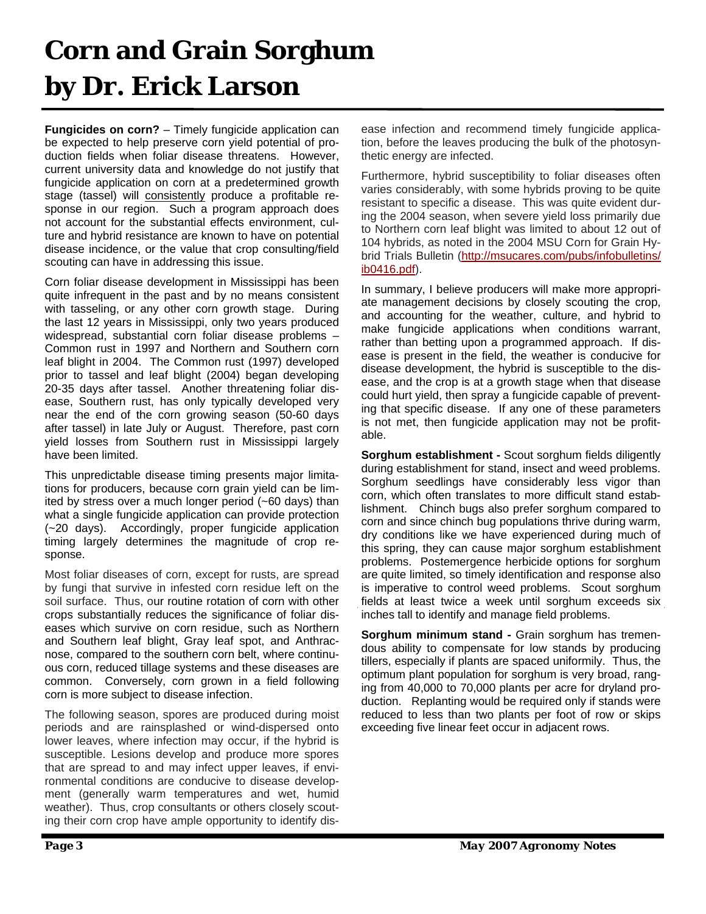# Corn and Grain Sorghum by Dr. Erick Larson

**Fungicides on corn?** – Timely fungicide application can be expected to help preserve corn yield potential of production fields when foliar disease threatens. However, current university data and knowledge do not justify that fungicide application on corn at a predetermined growth stage (tassel) will consistently produce a profitable response in our region. Such a program approach does not account for the substantial effects environment, culture and hybrid resistance are known to have on potential disease incidence, or the value that crop consulting/field scouting can have in addressing this issue.

Corn foliar disease development in Mississippi has been quite infrequent in the past and by no means consistent with tasseling, or any other corn growth stage. During the last 12 years in Mississippi, only two years produced widespread, substantial corn foliar disease problems – Common rust in 1997 and Northern and Southern corn leaf blight in 2004. The Common rust (1997) developed prior to tassel and leaf blight (2004) began developing 20-35 days after tassel. Another threatening foliar disease, Southern rust, has only typically developed very near the end of the corn growing season (50-60 days after tassel) in late July or August. Therefore, past corn yield losses from Southern rust in Mississippi largely have been limited.

This unpredictable disease timing presents major limitations for producers, because corn grain yield can be limited by stress over a much longer period (~60 days) than what a single fungicide application can provide protection (~20 days). Accordingly, proper fungicide application timing largely determines the magnitude of crop response.

Most foliar diseases of corn, except for rusts, are spread by fungi that survive in infested corn residue left on the soil surface. Thus, our routine rotation of corn with other crops substantially reduces the significance of foliar diseases which survive on corn residue, such as Northern and Southern leaf blight, Gray leaf spot, and Anthracnose, compared to the southern corn belt, where continuous corn, reduced tillage systems and these diseases are common. Conversely, corn grown in a field following corn is more subject to disease infection.

The following season, spores are produced during moist periods and are rainsplashed or wind-dispersed onto lower leaves, where infection may occur, if the hybrid is susceptible. Lesions develop and produce more spores that are spread to and may infect upper leaves, if environmental conditions are conducive to disease development (generally warm temperatures and wet, humid weather). Thus, crop consultants or others closely scouting their corn crop have ample opportunity to identify disease infection and recommend timely fungicide application, before the leaves producing the bulk of the photosynthetic energy are infected.

Furthermore, hybrid susceptibility to foliar diseases often varies considerably, with some hybrids proving to be quite resistant to specific a disease. This was quite evident during the 2004 season, when severe yield loss primarily due to Northern corn leaf blight was limited to about 12 out of 104 hybrids, as noted in the 2004 MSU Corn for Grain Hybrid Trials Bulletin (http://msucares.com/pubs/infobulletins/ib0416.pdf).

In summary, I believe producers will make more appropriate management decisions by closely scouting the crop, and accounting for the weather, culture, and hybrid to make fungicide applications when conditions warrant, rather than betting upon a programmed approach. If disease is present in the field, the weather is conducive for disease development, the hybrid is susceptible to the disease, and the crop is at a growth stage when that disease could hurt yield, then spray a fungicide capable of preventing that specific disease. If any one of these parameters is not met, then fungicide application may not be profitable.

**Sorghum establishment -** Scout sorghum fields diligently during establishment for stand, insect and weed problems. Sorghum seedlings have considerably less vigor than corn, which often translates to more difficult stand establishment. Chinch bugs also prefer sorghum compared to corn and since chinch bug populations thrive during warm, dry conditions like we have experienced during much of this spring, they can cause major sorghum establishment problems. Postemergence herbicide options for sorghum are quite limited, so timely identification and response also is imperative to control weed problems. Scout sorghum fields at least twice a week until sorghum exceeds six inches tall to identify and manage field problems.

**Sorghum minimum stand -** Grain sorghum has tremendous ability to compensate for low stands by producing tillers, especially if plants are spaced uniformily. Thus, the optimum plant population for sorghum is very broad, ranging from 40,000 to 70,000 plants per acre for dryland production. Replanting would be required only if stands were reduced to less than two plants per foot of row or skips exceeding five linear feet occur in adjacent rows.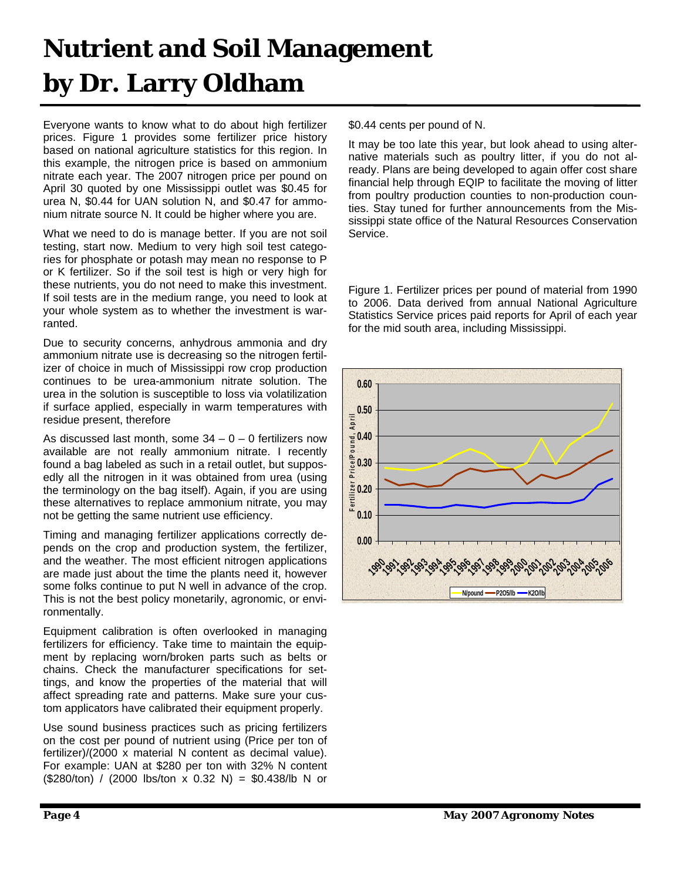# Nutrient and Soil Management by Dr. Larry Oldham

Everyone wants to know what to do about high fertilizer prices. Figure 1 provides some fertilizer price history based on national agriculture statistics for this region. In this example, the nitrogen price is based on ammonium nitrate each year. The 2007 nitrogen price per pound on April 30 quoted by one Mississippi outlet was $0.45 for urea N, $0.44 for UAN solution N, and $0.47 for ammonium nitrate source N. It could be higher where you are.

What we need to do is manage better. If you are not soil testing, start now. Medium to very high soil test categories for phosphate or potash may mean no response to P or K fertilizer. So if the soil test is high or very high for these nutrients, you do not need to make this investment. If soil tests are in the medium range, you need to look at your whole system as to whether the investment is warranted.

Due to security concerns, anhydrous ammonia and dry ammonium nitrate use is decreasing so the nitrogen fertilizer of choice in much of Mississippi row crop production continues to be urea-ammonium nitrate solution. The urea in the solution is susceptible to loss via volatilization if surface applied, especially in warm temperatures with residue present, therefore

As discussed last month, some 34 – 0 – 0 fertilizers now available are not really ammonium nitrate. I recently found a bag labeled as such in a retail outlet, but supposedly all the nitrogen in it was obtained from urea (using the terminology on the bag itself). Again, if you are using these alternatives to replace ammonium nitrate, you may not be getting the same nutrient use efficiency.

Timing and managing fertilizer applications correctly depends on the crop and production system, the fertilizer, and the weather. The most efficient nitrogen applications are made just about the time the plants need it, however some folks continue to put N well in advance of the crop. This is not the best policy monetarily, agronomic, or environmentally.

Equipment calibration is often overlooked in managing fertilizers for efficiency. Take time to maintain the equipment by replacing worn/broken parts such as belts or chains. Check the manufacturer specifications for settings, and know the properties of the material that will affect spreading rate and patterns. Make sure your custom applicators have calibrated their equipment properly.

Use sound business practices such as pricing fertilizers on the cost per pound of nutrient using (Price per ton of fertilizer)/(2000 x material N content as decimal value). For example: UAN at $280 per ton with 32% N content ($280/ton) / (2000 lbs/ton x 0.32 N) = $0.438/lb N or $0.44 cents per pound of N.

It may be too late this year, but look ahead to using alternative materials such as poultry litter, if you do not already. Plans are being developed to again offer cost share financial help through EQIP to facilitate the moving of litter from poultry production counties to non-production counties. Stay tuned for further announcements from the Mississippi state office of the Natural Resources Conservation Service.

Figure 1. Fertilizer prices per pound of material from 1990 to 2006. Data derived from annual National Agriculture Statistics Service prices paid reports for April of each year for the mid south area, including Mississippi.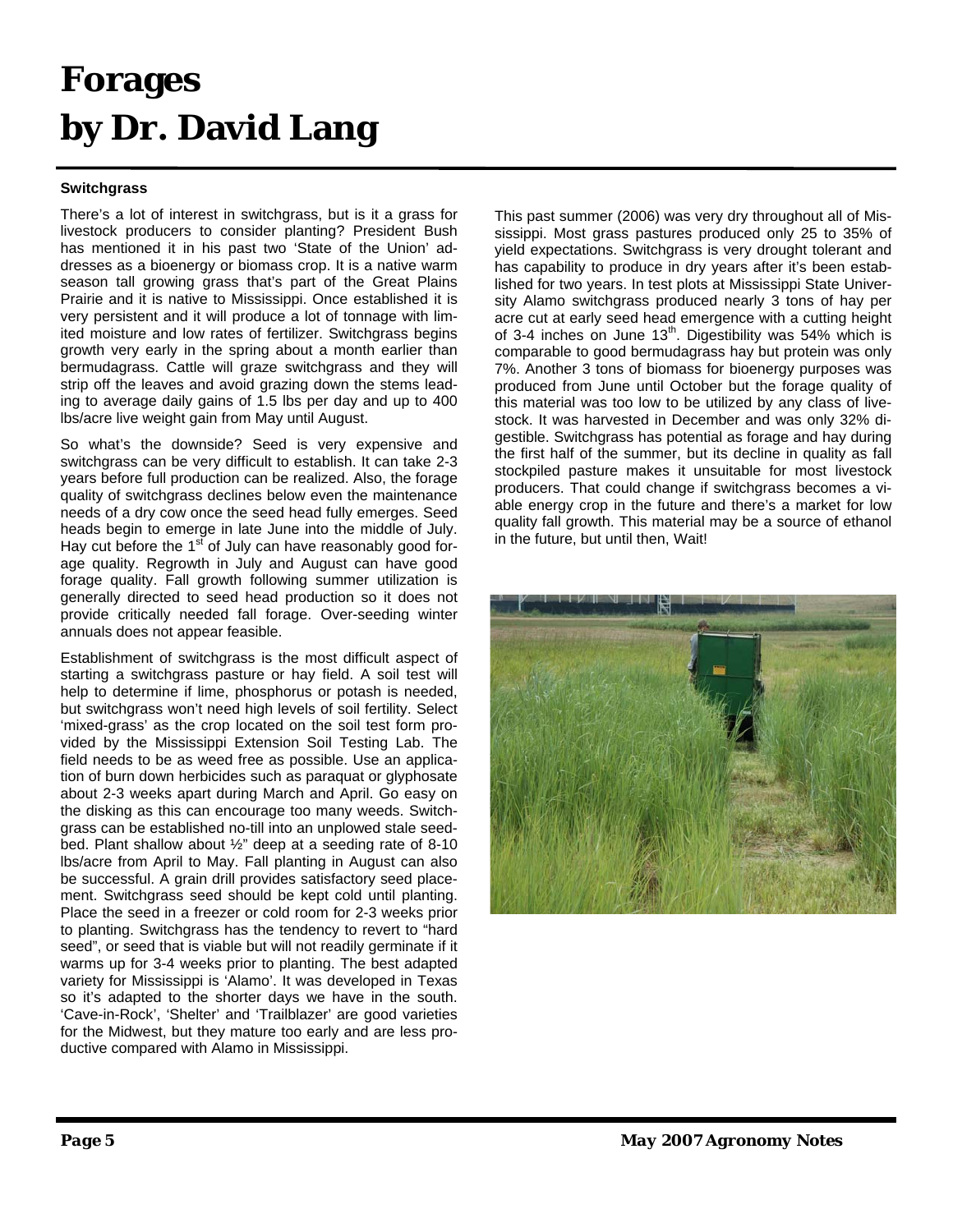# Forages
# by Dr. David Lang

**Switchgrass**

There's a lot of interest in switchgrass, but is it a grass for livestock producers to consider planting? President Bush has mentioned it in his past two 'State of the Union' addresses as a bioenergy or biomass crop. It is a native warm season tall growing grass that's part of the Great Plains Prairie and it is native to Mississippi. Once established it is very persistent and it will produce a lot of tonnage with limited moisture and low rates of fertilizer. Switchgrass begins growth very early in the spring about a month earlier than bermudagrass. Cattle will graze switchgrass and they will strip off the leaves and avoid grazing down the stems leading to average daily gains of 1.5 lbs per day and up to 400 lbs/acre live weight gain from May until August.

So what's the downside? Seed is very expensive and switchgrass can be very difficult to establish. It can take 2-3 years before full production can be realized. Also, the forage quality of switchgrass declines below even the maintenance needs of a dry cow once the seed head fully emerges. Seed heads begin to emerge in late June into the middle of July. Hay cut before the 1st of July can have reasonably good forage quality. Regrowth in July and August can have good forage quality. Fall growth following summer utilization is generally directed to seed head production so it does not provide critically needed fall forage. Over-seeding winter annuals does not appear feasible.

Establishment of switchgrass is the most difficult aspect of starting a switchgrass pasture or hay field. A soil test will help to determine if lime, phosphorus or potash is needed, but switchgrass won't need high levels of soil fertility. Select 'mixed-grass' as the crop located on the soil test form provided by the Mississippi Extension Soil Testing Lab. The field needs to be as weed free as possible. Use an application of burn down herbicides such as paraquat or glyphosate about 2-3 weeks apart during March and April. Go easy on the disking as this can encourage too many weeds. Switchgrass can be established no-till into an unplowed stale seedbed. Plant shallow about ½" deep at a seeding rate of 8-10 lbs/acre from April to May. Fall planting in August can also be successful. A grain drill provides satisfactory seed placement. Switchgrass seed should be kept cold until planting. Place the seed in a freezer or cold room for 2-3 weeks prior to planting. Switchgrass has the tendency to revert to "hard seed", or seed that is viable but will not readily germinate if it warms up for 3-4 weeks prior to planting. The best adapted variety for Mississippi is 'Alamo'. It was developed in Texas so it's adapted to the shorter days we have in the south. 'Cave-in-Rock', 'Shelter' and 'Trailblazer' are good varieties for the Midwest, but they mature too early and are less productive compared with Alamo in Mississippi.

This past summer (2006) was very dry throughout all of Mississippi. Most grass pastures produced only 25 to 35% of yield expectations. Switchgrass is very drought tolerant and has capability to produce in dry years after it's been established for two years. In test plots at Mississippi State University Alamo switchgrass produced nearly 3 tons of hay per acre cut at early seed head emergence with a cutting height of 3-4 inches on June 13th. Digestibility was 54% which is comparable to good bermudagrass hay but protein was only 7%. Another 3 tons of biomass for bioenergy purposes was produced from June until October but the forage quality of this material was too low to be utilized by any class of livestock. It was harvested in December and was only 32% digestible. Switchgrass has potential as forage and hay during the first half of the summer, but its decline in quality as fall stockpiled pasture makes it unsuitable for most livestock producers. That could change if switchgrass becomes a viable energy crop in the future and there's a market for low quality fall growth. This material may be a source of ethanol in the future, but until then, Wait!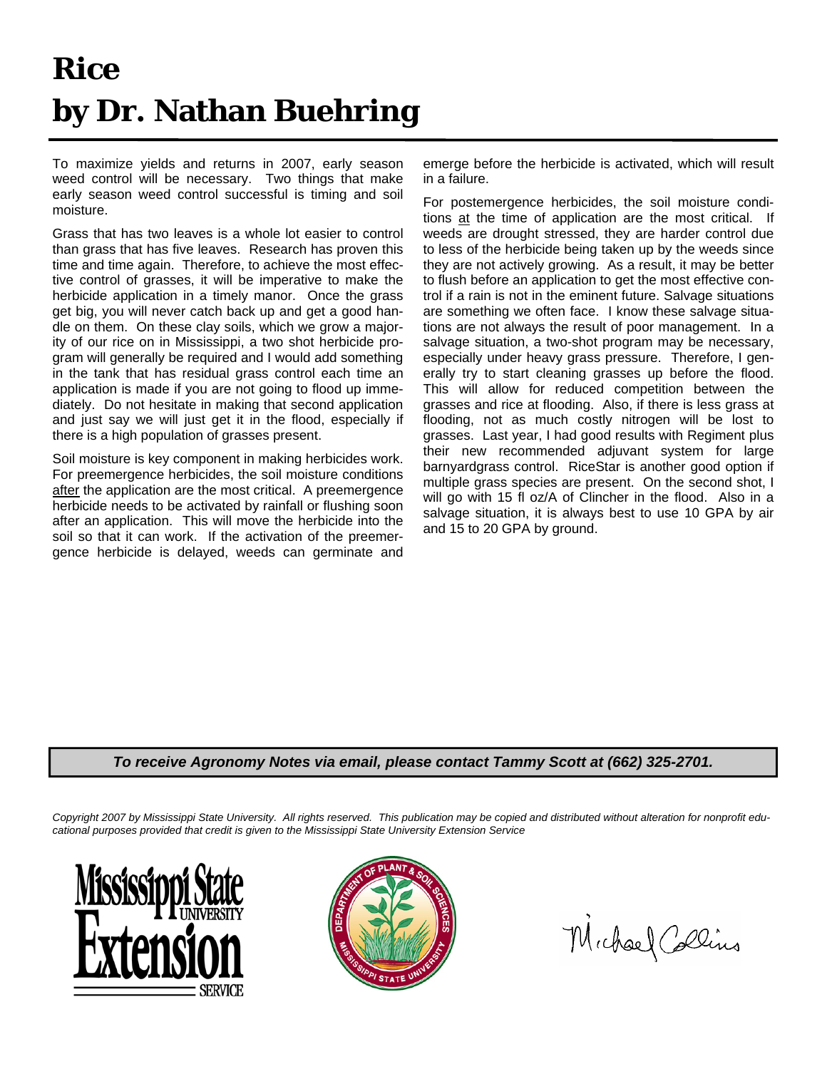# Rice
# by Dr. Nathan Buehring

To maximize yields and returns in 2007, early season weed control will be necessary. Two things that make early season weed control successful is timing and soil moisture.

Grass that has two leaves is a whole lot easier to control than grass that has five leaves. Research has proven this time and time again. Therefore, to achieve the most effective control of grasses, it will be imperative to make the herbicide application in a timely manor. Once the grass get big, you will never catch back up and get a good handle on them. On these clay soils, which we grow a majority of our rice on in Mississippi, a two shot herbicide program will generally be required and I would add something in the tank that has residual grass control each time an application is made if you are not going to flood up immediately. Do not hesitate in making that second application and just say we will just get it in the flood, especially if there is a high population of grasses present.

Soil moisture is key component in making herbicides work. For preemergence herbicides, the soil moisture conditions <u>after</u> the application are the most critical. A preemergence herbicide needs to be activated by rainfall or flushing soon after an application. This will move the herbicide into the soil so that it can work. If the activation of the preemergence herbicide is delayed, weeds can germinate and emerge before the herbicide is activated, which will result in a failure.

For postemergence herbicides, the soil moisture conditions <u>at</u> the time of application are the most critical. If weeds are drought stressed, they are harder control due to less of the herbicide being taken up by the weeds since they are not actively growing. As a result, it may be better to flush before an application to get the most effective control if a rain is not in the eminent future. Salvage situations are something we often face. I know these salvage situations are not always the result of poor management. In a salvage situation, a two-shot program may be necessary, especially under heavy grass pressure. Therefore, I generally try to start cleaning grasses up before the flood. This will allow for reduced competition between the grasses and rice at flooding. Also, if there is less grass at flooding, not as much costly nitrogen will be lost to grasses. Last year, I had good results with Regiment plus their new recommended adjuvant system for large barnyardgrass control. RiceStar is another good option if multiple grass species are present. On the second shot, I will go with 15 fl oz/A of Clincher in the flood. Also in a salvage situation, it is always best to use 10 GPA by air and 15 to 20 GPA by ground.

***To receive Agronomy Notes via email, please contact Tammy Scott at (662) 325-2701.***

*Copyright 2007 by Mississippi State University. All rights reserved. This publication may be copied and distributed without alteration for nonprofit educational purposes provided that credit is given to the Mississippi State University Extension Service*

Michael Collins